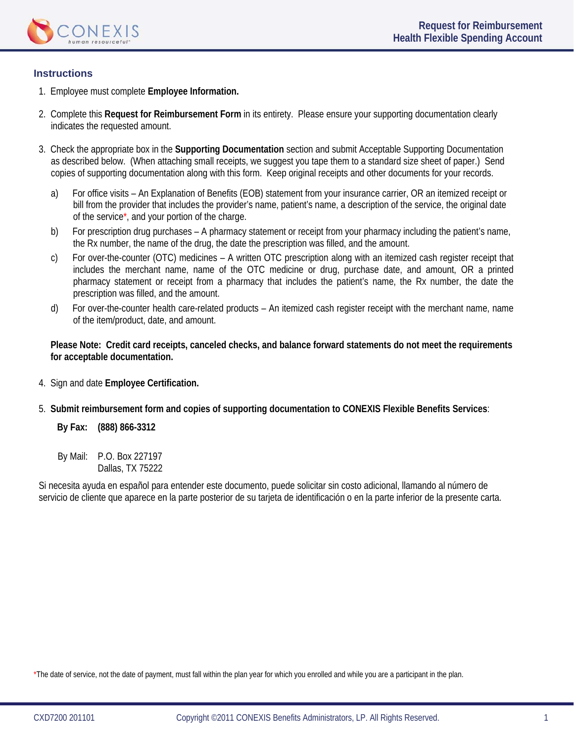# Request for Reimbursement
## Health Flexible Spending Account

### Instructions

1. Employee must complete **Employee Information.**

2. Complete this **Request for Reimbursement Form** in its entirety. Please ensure your supporting documentation clearly indicates the requested amount.

3. Check the appropriate box in the **Supporting Documentation** section and submit Acceptable Supporting Documentation as described below. (When attaching small receipts, we suggest you tape them to a standard size sheet of paper.) Send copies of supporting documentation along with this form. Keep original receipts and other documents for your records.

   a) For office visits – An Explanation of Benefits (EOB) statement from your insurance carrier, OR an itemized receipt or bill from the provider that includes the provider's name, patient's name, a description of the service, the original date of the service*, and your portion of the charge.

   b) For prescription drug purchases – A pharmacy statement or receipt from your pharmacy including the patient's name, the Rx number, the name of the drug, the date the prescription was filled, and the amount.

   c) For over-the-counter (OTC) medicines – A written OTC prescription along with an itemized cash register receipt that includes the merchant name, name of the OTC medicine or drug, purchase date, and amount, OR a printed pharmacy statement or receipt from a pharmacy that includes the patient's name, the Rx number, the date the prescription was filled, and the amount.

   d) For over-the-counter health care-related products – An itemized cash register receipt with the merchant name, name of the item/product, date, and amount.

   **Please Note: Credit card receipts, canceled checks, and balance forward statements do not meet the requirements for acceptable documentation.**

4. Sign and date **Employee Certification.**

5. **Submit reimbursement form and copies of supporting documentation to CONEXIS Flexible Benefits Services**:

   **By Fax: (888) 866-3312**

   By Mail: P.O. Box 227197
   Dallas, TX 75222

Si necesita ayuda en español para entender este documento, puede solicitar sin costo adicional, llamando al número de servicio de cliente que aparece en la parte posterior de su tarjeta de identificación o en la parte inferior de la presente carta.

*The date of service, not the date of payment, must fall within the plan year for which you enrolled and while you are a participant in the plan.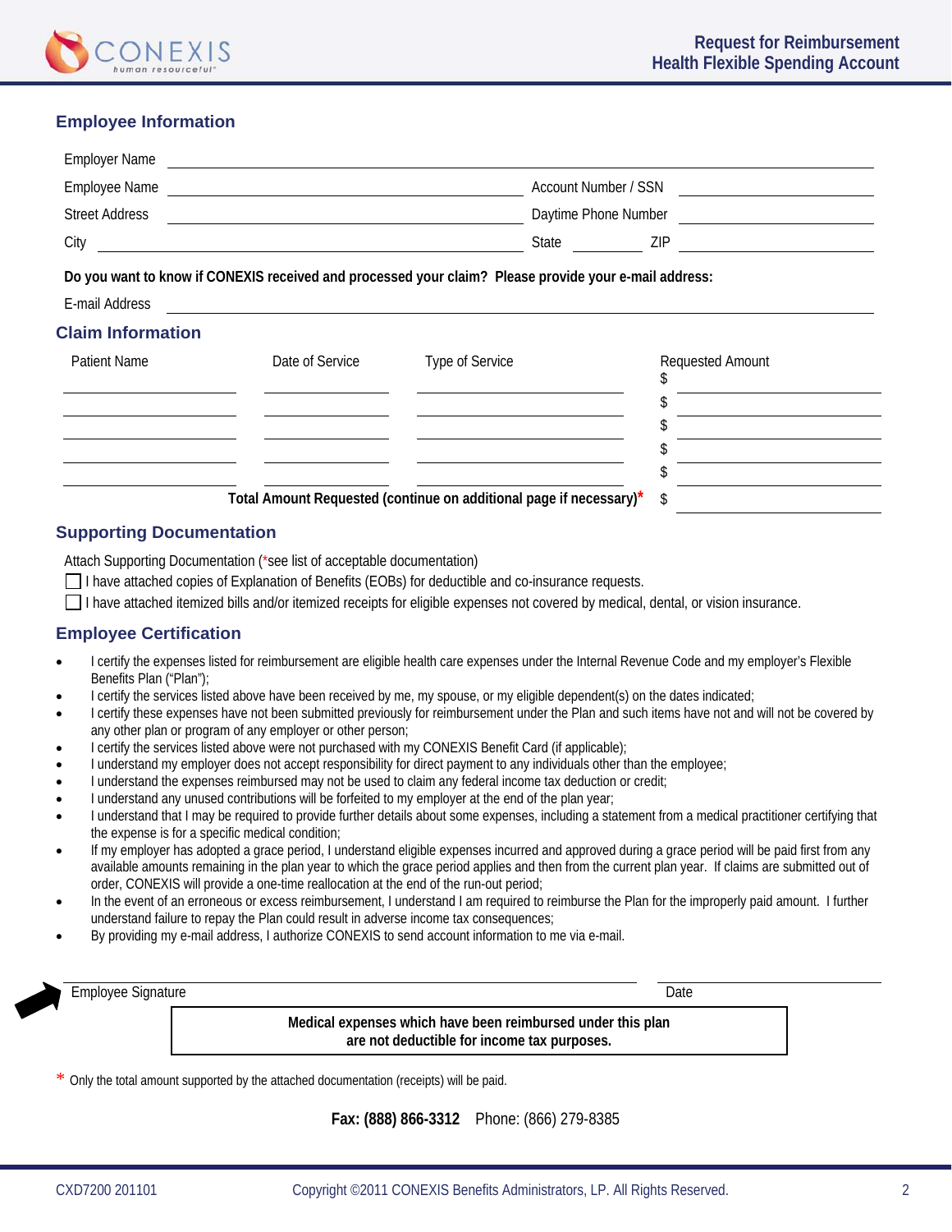# Request for Reimbursement
# Health Flexible Spending Account

## Employee Information

Employer Name ______________________________

Employee Name ______________________ Account Number / SSN ______________

Street Address ______________________ Daytime Phone Number ______________

City ______________________ State ________ ZIP ______________

**Do you want to know if CONEXIS received and processed your claim? Please provide your e-mail address:**

E-mail Address ______________________________

## Claim Information

| Patient Name | Date of Service | Type of Service | Requested Amount |
|---|---|---|---|
| | | | $ |
| | | | $ |
| | | | $ |
| | | | $ |
| | | | $ |
| | | **Total Amount Requested (continue on additional page if necessary)*** | $ |

## Supporting Documentation

Attach Supporting Documentation (*see list of acceptable documentation)

☐ I have attached copies of Explanation of Benefits (EOBs) for deductible and co-insurance requests.

☐ I have attached itemized bills and/or itemized receipts for eligible expenses not covered by medical, dental, or vision insurance.

## Employee Certification

- I certify the expenses listed for reimbursement are eligible health care expenses under the Internal Revenue Code and my employer's Flexible Benefits Plan ("Plan");
- I certify the services listed above have been received by me, my spouse, or my eligible dependent(s) on the dates indicated;
- I certify these expenses have not been submitted previously for reimbursement under the Plan and such items have not and will not be covered by any other plan or program of any employer or other person;
- I certify the services listed above were not purchased with my CONEXIS Benefit Card (if applicable);
- I understand my employer does not accept responsibility for direct payment to any individuals other than the employee;
- I understand the expenses reimbursed may not be used to claim any federal income tax deduction or credit;
- I understand any unused contributions will be forfeited to my employer at the end of the plan year;
- I understand that I may be required to provide further details about some expenses, including a statement from a medical practitioner certifying that the expense is for a specific medical condition;
- If my employer has adopted a grace period, I understand eligible expenses incurred and approved during a grace period will be paid first from any available amounts remaining in the plan year to which the grace period applies and then from the current plan year. If claims are submitted out of order, CONEXIS will provide a one-time reallocation at the end of the run-out period;
- In the event of an erroneous or excess reimbursement, I understand I am required to reimburse the Plan for the improperly paid amount. I further understand failure to repay the Plan could result in adverse income tax consequences;
- By providing my e-mail address, I authorize CONEXIS to send account information to me via e-mail.

Employee Signature ______________________________ Date ______________

**Medical expenses which have been reimbursed under this plan are not deductible for income tax purposes.**

* Only the total amount supported by the attached documentation (receipts) will be paid.

**Fax: (888) 866-3312** Phone: (866) 279-8385

CXD7200 201101 Copyright ©2011 CONEXIS Benefits Administrators, LP. All Rights Reserved.